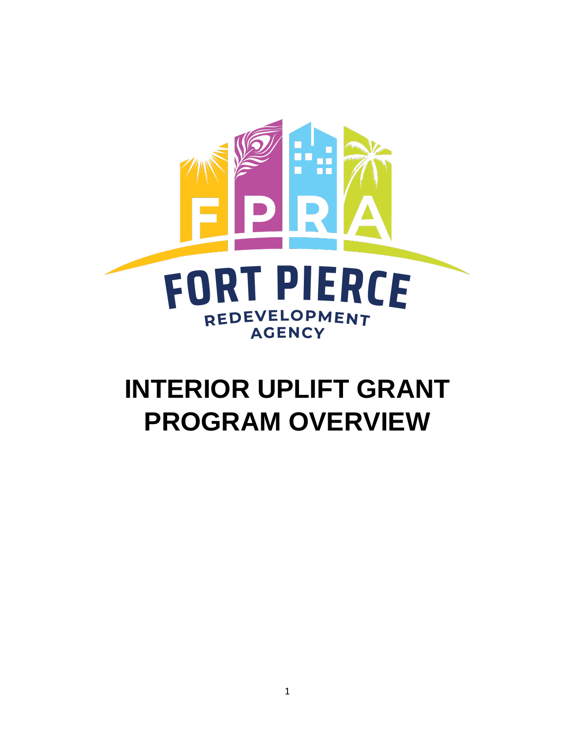FPRA

FORT PIERCE

REDEVELOPMENT AGENCY

# INTERIOR UPLIFT GRANT PROGRAM OVERVIEW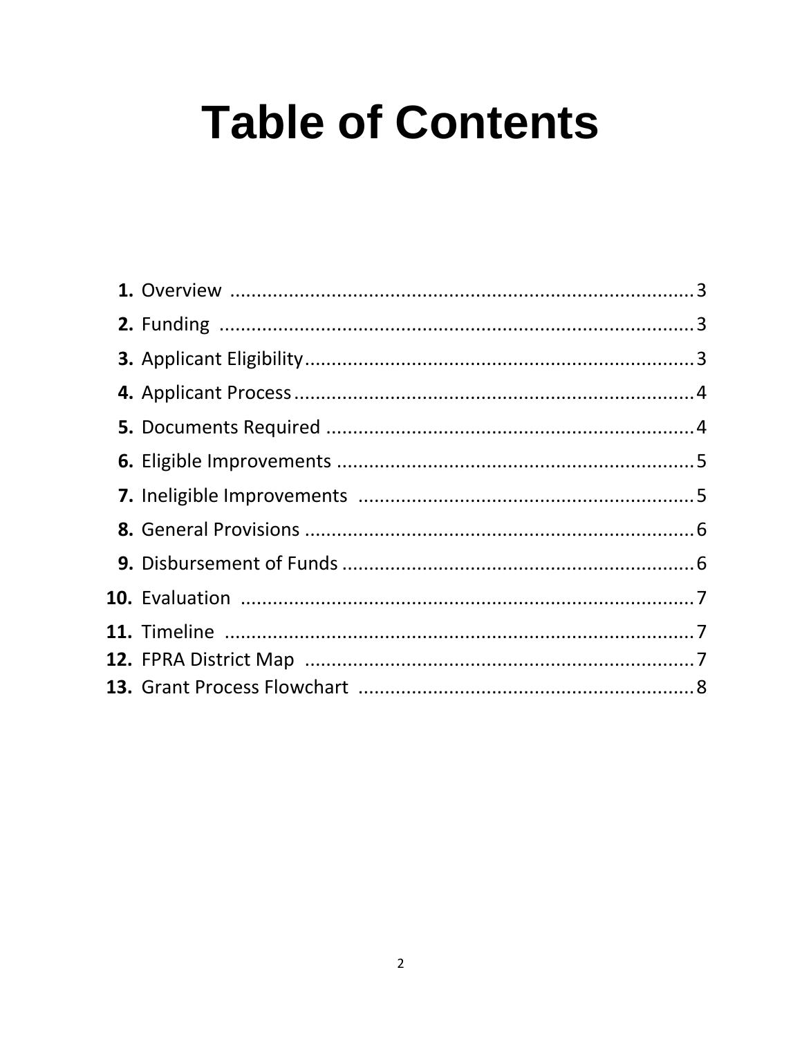# Table of Contents

1. Overview ........................................................................ 3
2. Funding .......................................................................... 3
3. Applicant Eligibility ........................................................ 3
4. Applicant Process ........................................................... 4
5. Documents Required ...................................................... 4
6. Eligible Improvements .................................................... 5
7. Ineligible Improvements ................................................. 5
8. General Provisions .......................................................... 6
9. Disbursement of Funds ................................................... 6
10. Evaluation ..................................................................... 7
11. Timeline ......................................................................... 7
12. FPRA District Map .......................................................... 7
13. Grant Process Flowchart ................................................ 8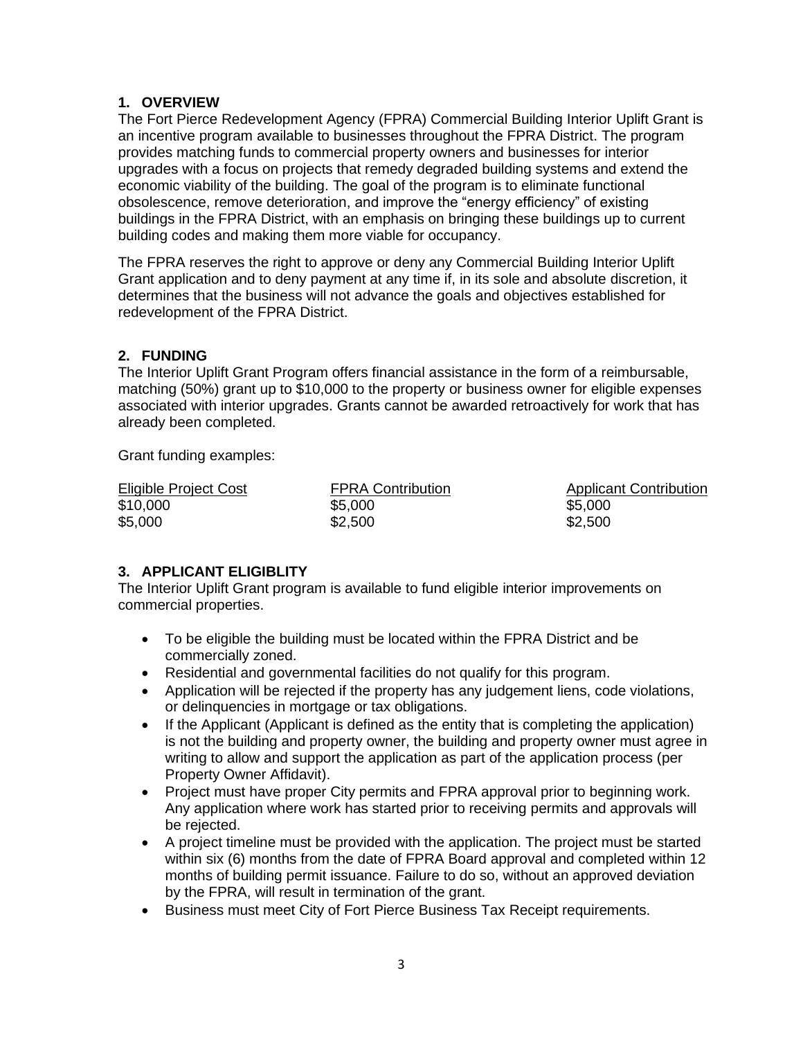## 1. OVERVIEW

The Fort Pierce Redevelopment Agency (FPRA) Commercial Building Interior Uplift Grant is an incentive program available to businesses throughout the FPRA District. The program provides matching funds to commercial property owners and businesses for interior upgrades with a focus on projects that remedy degraded building systems and extend the economic viability of the building. The goal of the program is to eliminate functional obsolescence, remove deterioration, and improve the "energy efficiency" of existing buildings in the FPRA District, with an emphasis on bringing these buildings up to current building codes and making them more viable for occupancy.

The FPRA reserves the right to approve or deny any Commercial Building Interior Uplift Grant application and to deny payment at any time if, in its sole and absolute discretion, it determines that the business will not advance the goals and objectives established for redevelopment of the FPRA District.

## 2. FUNDING

The Interior Uplift Grant Program offers financial assistance in the form of a reimbursable, matching (50%) grant up to $10,000 to the property or business owner for eligible expenses associated with interior upgrades. Grants cannot be awarded retroactively for work that has already been completed.

Grant funding examples:

| Eligible Project Cost | FPRA Contribution | Applicant Contribution |
|---|---|---|
| $10,000 | $5,000 | $5,000 |
| $5,000 | $2,500 | $2,500 |

## 3. APPLICANT ELIGIBLITY

The Interior Uplift Grant program is available to fund eligible interior improvements on commercial properties.

- To be eligible the building must be located within the FPRA District and be commercially zoned.
- Residential and governmental facilities do not qualify for this program.
- Application will be rejected if the property has any judgement liens, code violations, or delinquencies in mortgage or tax obligations.
- If the Applicant (Applicant is defined as the entity that is completing the application) is not the building and property owner, the building and property owner must agree in writing to allow and support the application as part of the application process (per Property Owner Affidavit).
- Project must have proper City permits and FPRA approval prior to beginning work. Any application where work has started prior to receiving permits and approvals will be rejected.
- A project timeline must be provided with the application. The project must be started within six (6) months from the date of FPRA Board approval and completed within 12 months of building permit issuance. Failure to do so, without an approved deviation by the FPRA, will result in termination of the grant.
- Business must meet City of Fort Pierce Business Tax Receipt requirements.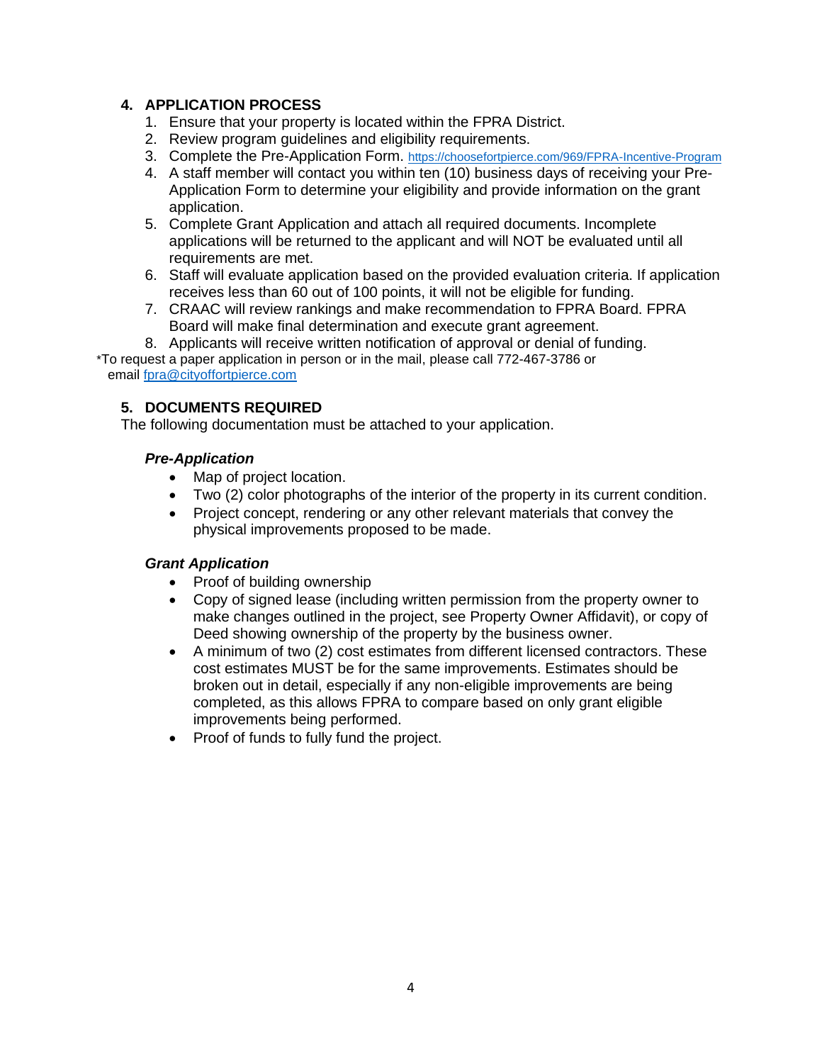## 4. APPLICATION PROCESS

1. Ensure that your property is located within the FPRA District.
2. Review program guidelines and eligibility requirements.
3. Complete the Pre-Application Form. https://choosefortpierce.com/969/FPRA-Incentive-Program
4. A staff member will contact you within ten (10) business days of receiving your Pre-Application Form to determine your eligibility and provide information on the grant application.
5. Complete Grant Application and attach all required documents. Incomplete applications will be returned to the applicant and will NOT be evaluated until all requirements are met.
6. Staff will evaluate application based on the provided evaluation criteria. If application receives less than 60 out of 100 points, it will not be eligible for funding.
7. CRAAC will review rankings and make recommendation to FPRA Board. FPRA Board will make final determination and execute grant agreement.
8. Applicants will receive written notification of approval or denial of funding.

*To request a paper application in person or in the mail, please call 772-467-3786 or email fpra@cityoffortpierce.com

## 5. DOCUMENTS REQUIRED

The following documentation must be attached to your application.

***Pre-Application***

- Map of project location.
- Two (2) color photographs of the interior of the property in its current condition.
- Project concept, rendering or any other relevant materials that convey the physical improvements proposed to be made.

***Grant Application***

- Proof of building ownership
- Copy of signed lease (including written permission from the property owner to make changes outlined in the project, see Property Owner Affidavit), or copy of Deed showing ownership of the property by the business owner.
- A minimum of two (2) cost estimates from different licensed contractors. These cost estimates MUST be for the same improvements. Estimates should be broken out in detail, especially if any non-eligible improvements are being completed, as this allows FPRA to compare based on only grant eligible improvements being performed.
- Proof of funds to fully fund the project.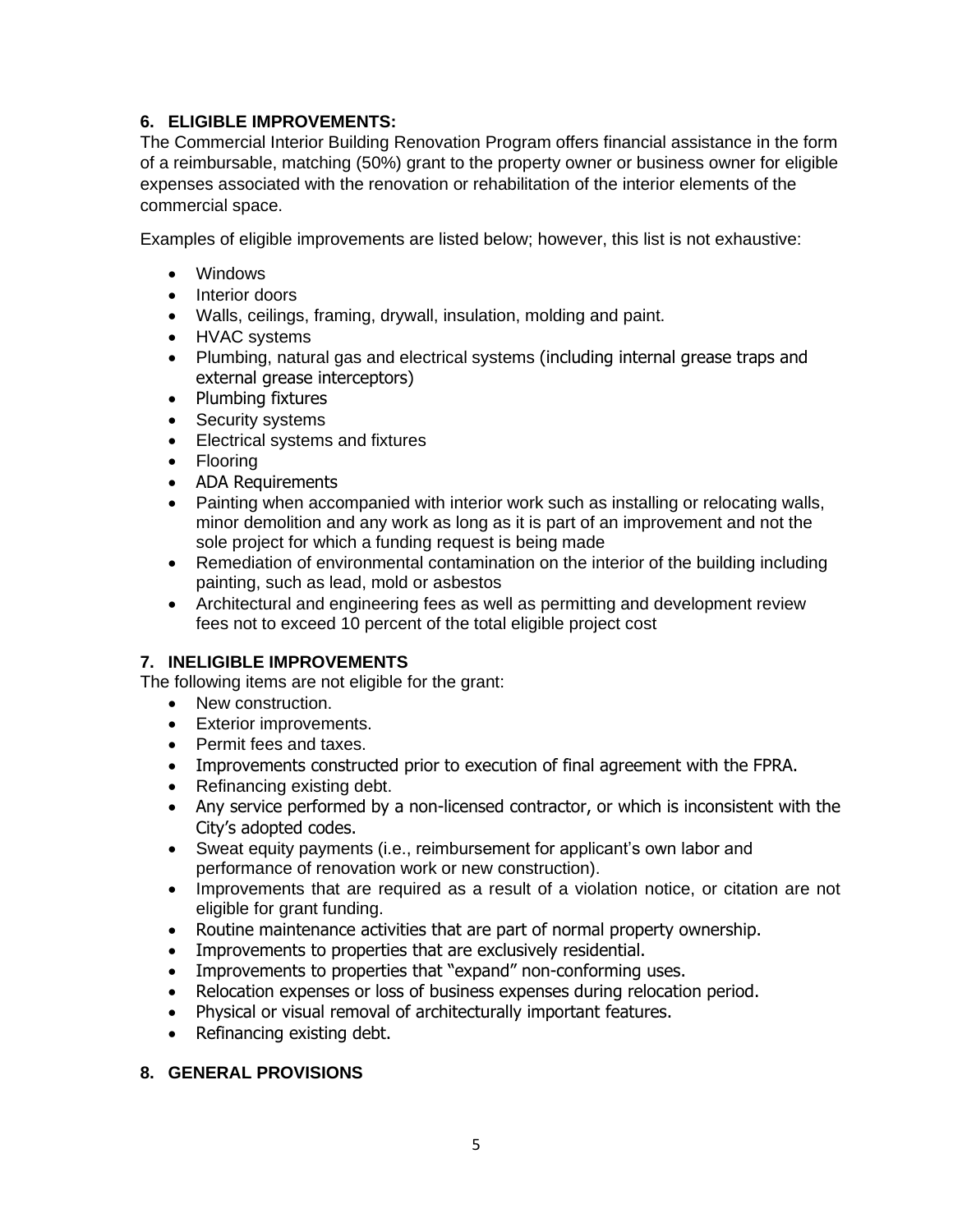### 6. ELIGIBLE IMPROVEMENTS:

The Commercial Interior Building Renovation Program offers financial assistance in the form of a reimbursable, matching (50%) grant to the property owner or business owner for eligible expenses associated with the renovation or rehabilitation of the interior elements of the commercial space.

Examples of eligible improvements are listed below; however, this list is not exhaustive:

- Windows
- Interior doors
- Walls, ceilings, framing, drywall, insulation, molding and paint.
- HVAC systems
- Plumbing, natural gas and electrical systems (including internal grease traps and external grease interceptors)
- Plumbing fixtures
- Security systems
- Electrical systems and fixtures
- Flooring
- ADA Requirements
- Painting when accompanied with interior work such as installing or relocating walls, minor demolition and any work as long as it is part of an improvement and not the sole project for which a funding request is being made
- Remediation of environmental contamination on the interior of the building including painting, such as lead, mold or asbestos
- Architectural and engineering fees as well as permitting and development review fees not to exceed 10 percent of the total eligible project cost

### 7. INELIGIBLE IMPROVEMENTS

The following items are not eligible for the grant:

- New construction.
- Exterior improvements.
- Permit fees and taxes.
- Improvements constructed prior to execution of final agreement with the FPRA.
- Refinancing existing debt.
- Any service performed by a non-licensed contractor, or which is inconsistent with the City's adopted codes.
- Sweat equity payments (i.e., reimbursement for applicant's own labor and performance of renovation work or new construction).
- Improvements that are required as a result of a violation notice, or citation are not eligible for grant funding.
- Routine maintenance activities that are part of normal property ownership.
- Improvements to properties that are exclusively residential.
- Improvements to properties that "expand" non-conforming uses.
- Relocation expenses or loss of business expenses during relocation period.
- Physical or visual removal of architecturally important features.
- Refinancing existing debt.

### 8. GENERAL PROVISIONS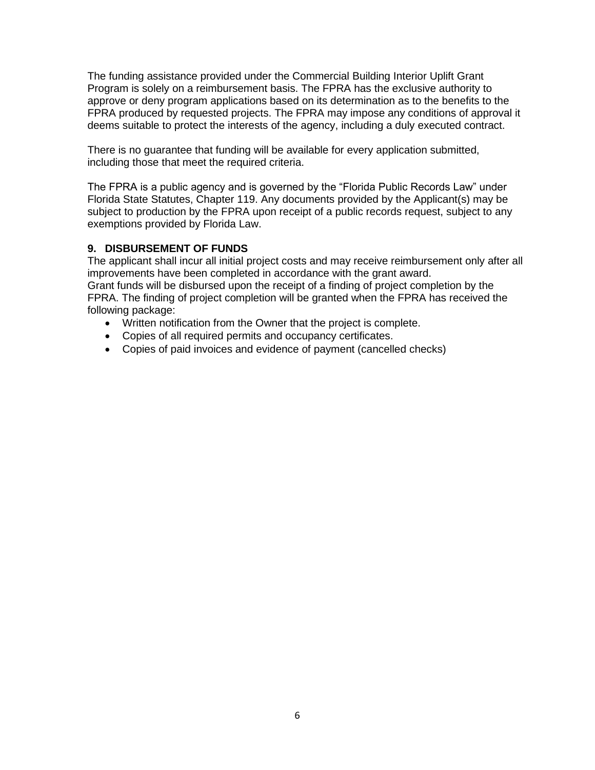The funding assistance provided under the Commercial Building Interior Uplift Grant Program is solely on a reimbursement basis. The FPRA has the exclusive authority to approve or deny program applications based on its determination as to the benefits to the FPRA produced by requested projects. The FPRA may impose any conditions of approval it deems suitable to protect the interests of the agency, including a duly executed contract.

There is no guarantee that funding will be available for every application submitted, including those that meet the required criteria.

The FPRA is a public agency and is governed by the "Florida Public Records Law" under Florida State Statutes, Chapter 119. Any documents provided by the Applicant(s) may be subject to production by the FPRA upon receipt of a public records request, subject to any exemptions provided by Florida Law.

## 9. DISBURSEMENT OF FUNDS

The applicant shall incur all initial project costs and may receive reimbursement only after all improvements have been completed in accordance with the grant award.
Grant funds will be disbursed upon the receipt of a finding of project completion by the FPRA. The finding of project completion will be granted when the FPRA has received the following package:

- Written notification from the Owner that the project is complete.
- Copies of all required permits and occupancy certificates.
- Copies of paid invoices and evidence of payment (cancelled checks)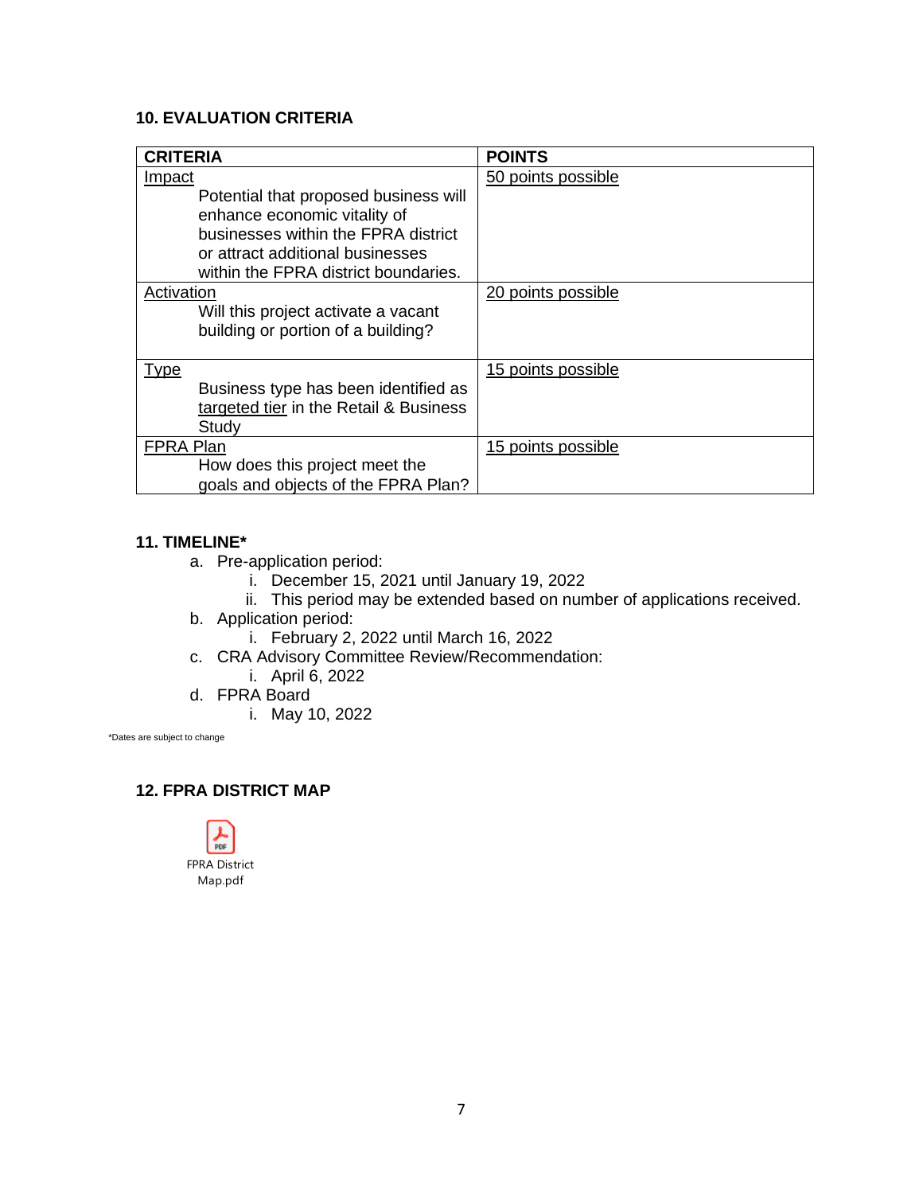## 10. EVALUATION CRITERIA

| CRITERIA | POINTS |
|---|---|
| Impact<br>Potential that proposed business will enhance economic vitality of businesses within the FPRA district or attract additional businesses within the FPRA district boundaries. | 50 points possible |
| Activation<br>Will this project activate a vacant building or portion of a building? | 20 points possible |
| Type<br>Business type has been identified as targeted tier in the Retail & Business Study | 15 points possible |
| FPRA Plan<br>How does this project meet the goals and objects of the FPRA Plan? | 15 points possible |

## 11. TIMELINE*

a. Pre-application period:
   i. December 15, 2021 until January 19, 2022
   ii. This period may be extended based on number of applications received.
b. Application period:
   i. February 2, 2022 until March 16, 2022
c. CRA Advisory Committee Review/Recommendation:
   i. April 6, 2022
d. FPRA Board
   i. May 10, 2022

*Dates are subject to change

## 12. FPRA DISTRICT MAP

FPRA District Map.pdf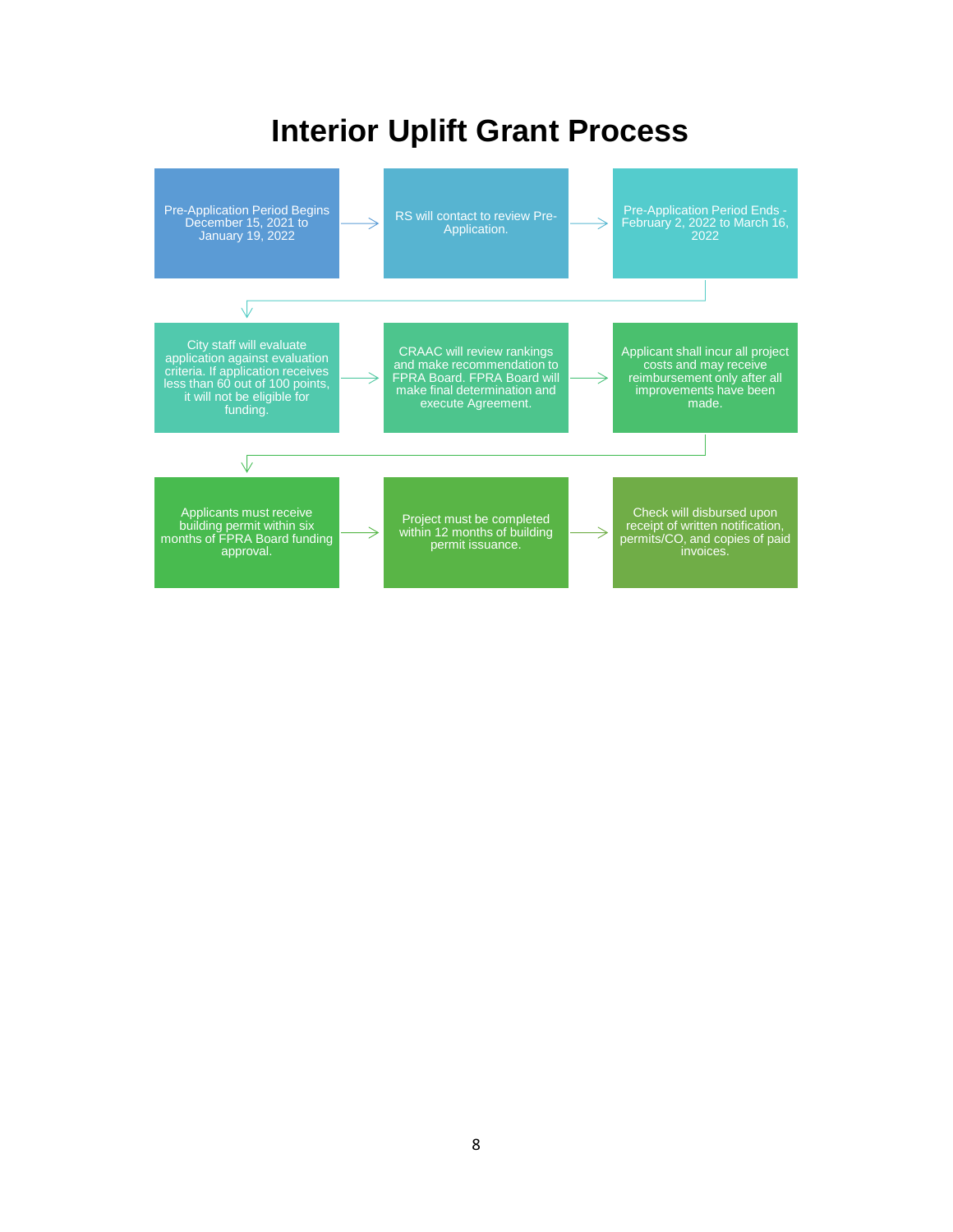# Interior Uplift Grant Process

Pre-Application Period Begins December 15, 2021 to January 19, 2022

RS will contact to review Pre-Application.

Pre-Application Period Ends - February 2, 2022 to March 16, 2022

City staff will evaluate application against evaluation criteria. If application receives less than 60 out of 100 points, it will not be eligible for funding.

CRAAC will review rankings and make recommendation to FPRA Board. FPRA Board will make final determination and execute Agreement.

Applicant shall incur all project costs and may receive reimbursement only after all improvements have been made.

Applicants must receive building permit within six months of FPRA Board funding approval.

Project must be completed within 12 months of building permit issuance.

Check will disbursed upon receipt of written notification, permits/CO, and copies of paid invoices.